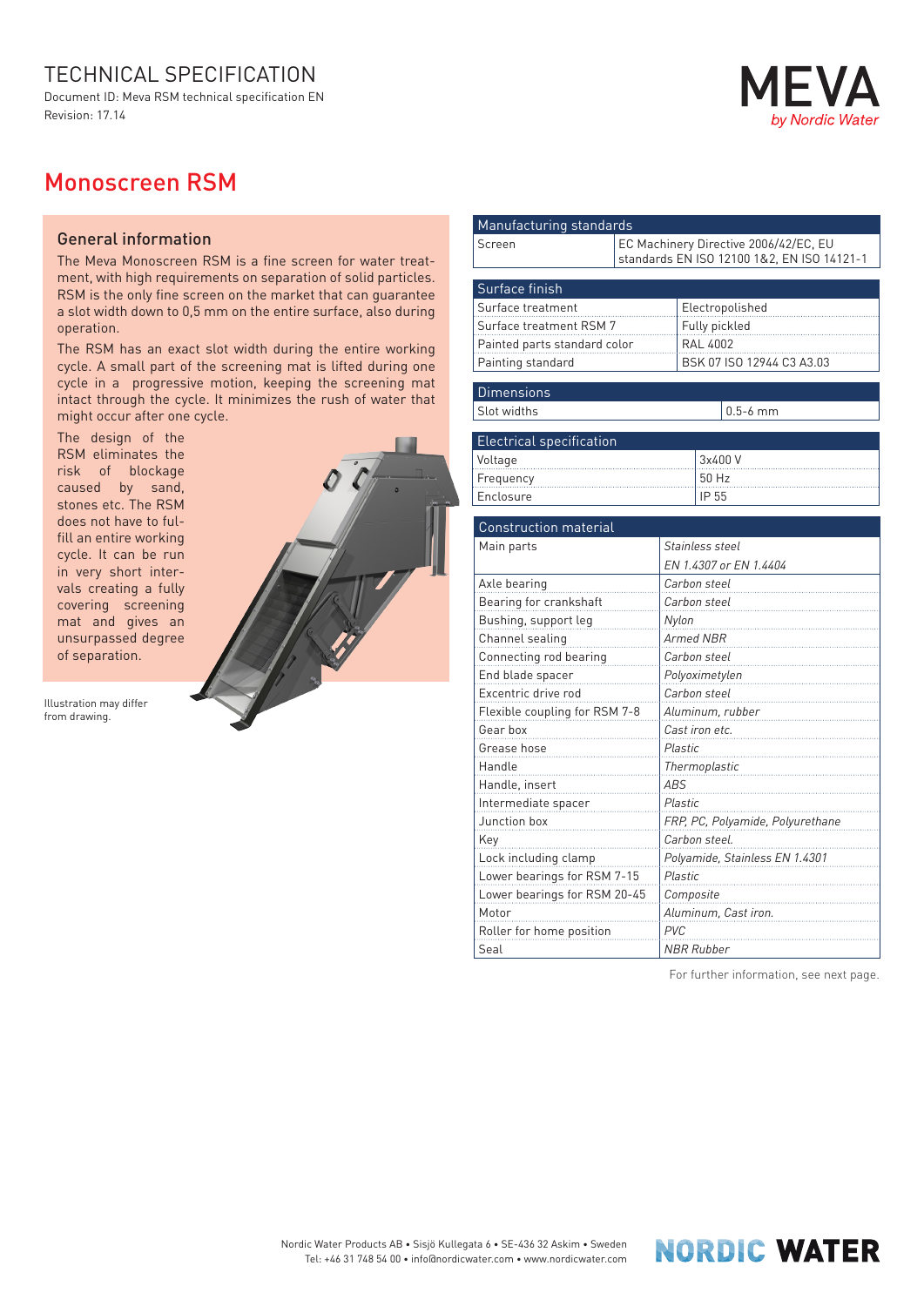# TECHNICAL SPECIFICATION

Document ID: Meva RSM technical specification EN
Revision: 17.14

MEVA
*by Nordic Water*

# Monoscreen RSM

## General information

The Meva Monoscreen RSM is a fine screen for water treatment, with high requirements on separation of solid particles. RSM is the only fine screen on the market that can guarantee a slot width down to 0,5 mm on the entire surface, also during operation.

The RSM has an exact slot width during the entire working cycle. A small part of the screening mat is lifted during one cycle in a progressive motion, keeping the screening mat intact through the cycle. It minimizes the rush of water that might occur after one cycle.

The design of the RSM eliminates the risk of blockage caused by sand, stones etc. The RSM does not have to fulfill an entire working cycle. It can be run in very short intervals creating a fully covering screening mat and gives an unsurpassed degree of separation.

Illustration may differ from drawing.

| Manufacturing standards | |
|---|---|
| Screen | EC Machinery Directive 2006/42/EC, EU standards EN ISO 12100 1&2, EN ISO 14121-1 |

| Surface finish | |
|---|---|
| Surface treatment | Electropolished |
| Surface treatment RSM 7 | Fully pickled |
| Painted parts standard color | RAL 4002 |
| Painting standard | BSK 07 ISO 12944 C3 A3.03 |

| Dimensions | |
|---|---|
| Slot widths | 0.5-6 mm |

| Electrical specification | |
|---|---|
| Voltage | 3x400 V |
| Frequency | 50 Hz |
| Enclosure | IP 55 |

| Construction material | |
|---|---|
| Main parts | *Stainless steel* |
| | *EN 1.4307 or EN 1.4404* |
| Axle bearing | *Carbon steel* |
| Bearing for crankshaft | *Carbon steel* |
| Bushing, support leg | *Nylon* |
| Channel sealing | *Armed NBR* |
| Connecting rod bearing | *Carbon steel* |
| End blade spacer | *Polyoximetylen* |
| Excentric drive rod | *Carbon steel* |
| Flexible coupling for RSM 7-8 | *Aluminum, rubber* |
| Gear box | *Cast iron etc.* |
| Grease hose | *Plastic* |
| Handle | *Thermoplastic* |
| Handle, insert | *ABS* |
| Intermediate spacer | *Plastic* |
| Junction box | *FRP, PC, Polyamide, Polyurethane* |
| Key | *Carbon steel.* |
| Lock including clamp | *Polyamide, Stainless EN 1.4301* |
| Lower bearings for RSM 7-15 | *Plastic* |
| Lower bearings for RSM 20-45 | *Composite* |
| Motor | *Aluminum, Cast iron.* |
| Roller for home position | *PVC* |
| Seal | *NBR Rubber* |

For further information, see next page.

Nordic Water Products AB • Sisjö Kullegata 6 • SE-436 32 Askim • Sweden
Tel: +46 31 748 54 00 • info@nordicwater.com • www.nordicwater.com

NORDIC WATER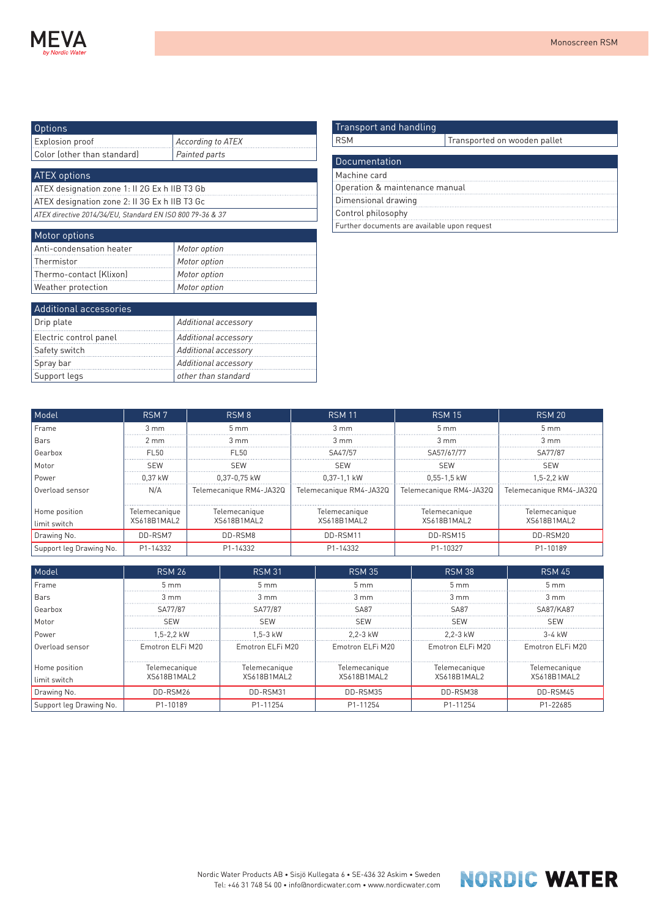| Options | |
|---|---|
| Explosion proof | *According to ATEX* |
| Color (other than standard) | *Painted parts* |

| ATEX options |
|---|
| ATEX designation zone 1: II 2G Ex h IIB T3 Gb |
| ATEX designation zone 2: II 3G Ex h IIB T3 Gc |
| *ATEX directive 2014/34/EU, Standard EN ISO 800 79-36 & 37* |

| Motor options | |
|---|---|
| Anti-condensation heater | *Motor option* |
| Thermistor | *Motor option* |
| Thermo-contact (Klixon) | *Motor option* |
| Weather protection | *Motor option* |

| Additional accessories | |
|---|---|
| Drip plate | *Additional accessory* |
| Electric control panel | *Additional accessory* |
| Safety switch | *Additional accessory* |
| Spray bar | *Additional accessory* |
| Support legs | *other than standard* |

| Transport and handling | |
|---|---|
| RSM | Transported on wooden pallet |

| Documentation |
|---|
| Machine card |
| Operation & maintenance manual |
| Dimensional drawing |
| Control philosophy |
| Further documents are available upon request |

| Model | RSM 7 | RSM 8 | RSM 11 | RSM 15 | RSM 20 |
|---|---|---|---|---|---|
| Frame | 3 mm | 5 mm | 3 mm | 5 mm | 5 mm |
| Bars | 2 mm | 3 mm | 3 mm | 3 mm | 3 mm |
| Gearbox | FL50 | FL50 | SA47/57 | SA57/67/77 | SA77/87 |
| Motor | SEW | SEW | SEW | SEW | SEW |
| Power | 0,37 kW | 0,37-0,75 kW | 0,37-1,1 kW | 0,55-1,5 kW | 1,5-2,2 kW |
| Overload sensor | N/A | Telemecanique RM4-JA32Q | Telemecanique RM4-JA32Q | Telemecanique RM4-JA32Q | Telemecanique RM4-JA32Q |
| Home position limit switch | Telemecanique XS618B1MAL2 | Telemecanique XS618B1MAL2 | Telemecanique XS618B1MAL2 | Telemecanique XS618B1MAL2 | Telemecanique XS618B1MAL2 |
| Drawing No. | DD-RSM7 | DD-RSM8 | DD-RSM11 | DD-RSM15 | DD-RSM20 |
| Support leg Drawing No. | P1-14332 | P1-14332 | P1-14332 | P1-10327 | P1-10189 |

| Model | RSM 26 | RSM 31 | RSM 35 | RSM 38 | RSM 45 |
|---|---|---|---|---|---|
| Frame | 5 mm | 5 mm | 5 mm | 5 mm | 5 mm |
| Bars | 3 mm | 3 mm | 3 mm | 3 mm | 3 mm |
| Gearbox | SA77/87 | SA77/87 | SA87 | SA87 | SA87/KA87 |
| Motor | SEW | SEW | SEW | SEW | SEW |
| Power | 1,5-2,2 kW | 1,5-3 kW | 2,2-3 kW | 2,2-3 kW | 3-4 kW |
| Overload sensor | Emotron ELFi M20 | Emotron ELFi M20 | Emotron ELFi M20 | Emotron ELFi M20 | Emotron ELFi M20 |
| Home position limit switch | Telemecanique XS618B1MAL2 | Telemecanique XS618B1MAL2 | Telemecanique XS618B1MAL2 | Telemecanique XS618B1MAL2 | Telemecanique XS618B1MAL2 |
| Drawing No. | DD-RSM26 | DD-RSM31 | DD-RSM35 | DD-RSM38 | DD-RSM45 |
| Support leg Drawing No. | P1-10189 | P1-11254 | P1-11254 | P1-11254 | P1-22685 |

Nordic Water Products AB • Sisjö Kullegata 6 • SE-436 32 Askim • Sweden
Tel: +46 31 748 54 00 • info@nordicwater.com • www.nordicwater.com